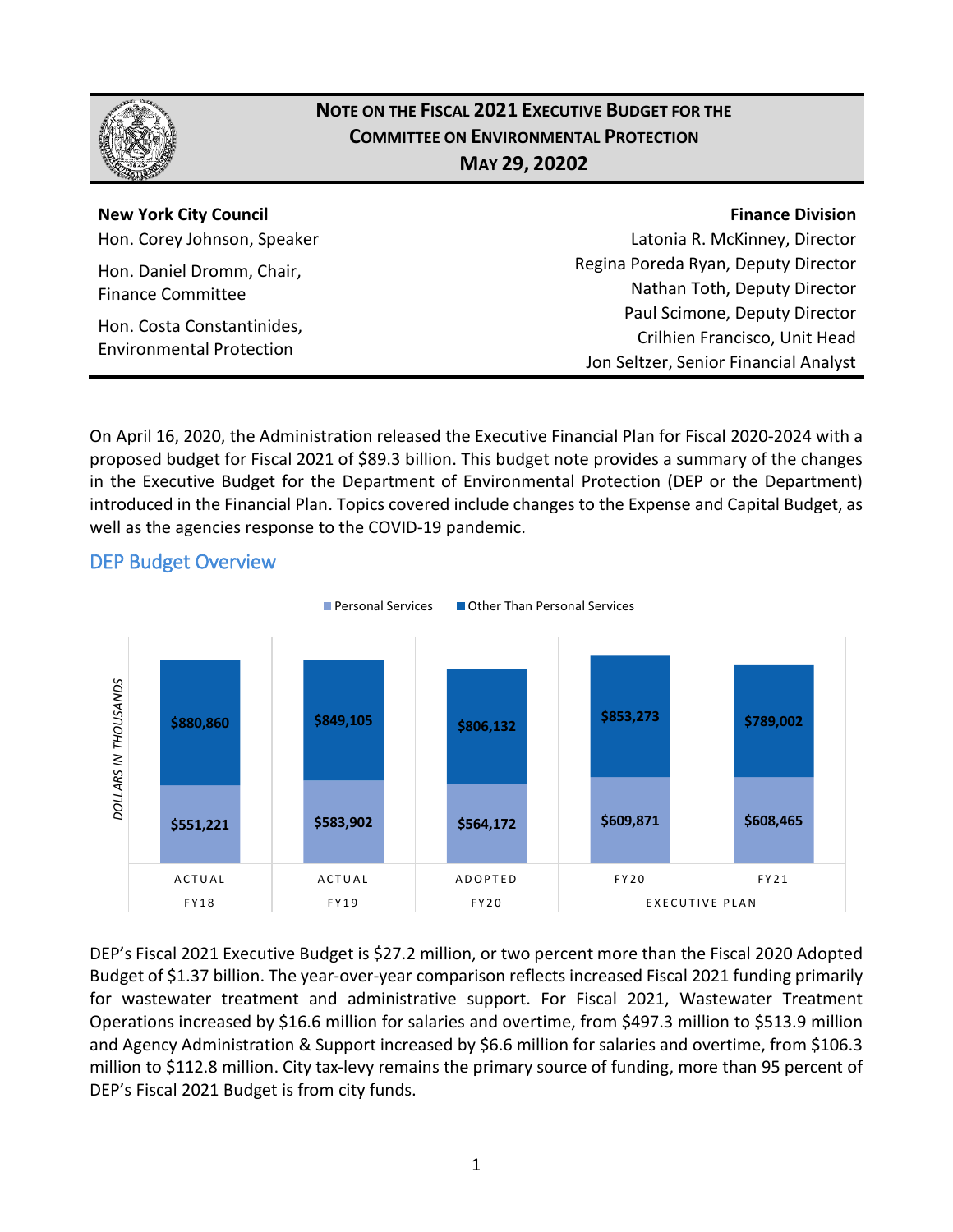# NOTE ON THE FISCAL 2021 EXECUTIVE BUDGET FOR THE COMMITTEE ON ENVIRONMENTAL PROTECTION

## MAY 29, 20202

**New York City Council**

Hon. Corey Johnson, Speaker

Hon. Daniel Dromm, Chair, Finance Committee

Hon. Costa Constantinides, Environmental Protection

**Finance Division**

Latonia R. McKinney, Director

Regina Poreda Ryan, Deputy Director

Nathan Toth, Deputy Director

Paul Scimone, Deputy Director

Crilhien Francisco, Unit Head

Jon Seltzer, Senior Financial Analyst

On April 16, 2020, the Administration released the Executive Financial Plan for Fiscal 2020-2024 with a proposed budget for Fiscal 2021 of $89.3 billion. This budget note provides a summary of the changes in the Executive Budget for the Department of Environmental Protection (DEP or the Department) introduced in the Financial Plan. Topics covered include changes to the Expense and Capital Budget, as well as the agencies response to the COVID-19 pandemic.

## DEP Budget Overview

*Dollars in Thousands*

| | Actual FY18 | Actual FY19 | Adopted FY20 | Executive Plan FY20 | Executive Plan FY21 |
|---|---|---|---|---|---|
| Other Than Personal Services | $880,860 | $849,105 | $806,132 | $853,273 | $789,002 |
| Personal Services | $551,221 | $583,902 | $564,172 | $609,871 | $608,465 |

DEP's Fiscal 2021 Executive Budget is $27.2 million, or two percent more than the Fiscal 2020 Adopted Budget of $1.37 billion. The year-over-year comparison reflects increased Fiscal 2021 funding primarily for wastewater treatment and administrative support. For Fiscal 2021, Wastewater Treatment Operations increased by $16.6 million for salaries and overtime, from $497.3 million to $513.9 million and Agency Administration & Support increased by $6.6 million for salaries and overtime, from $106.3 million to $112.8 million. City tax-levy remains the primary source of funding, more than 95 percent of DEP's Fiscal 2021 Budget is from city funds.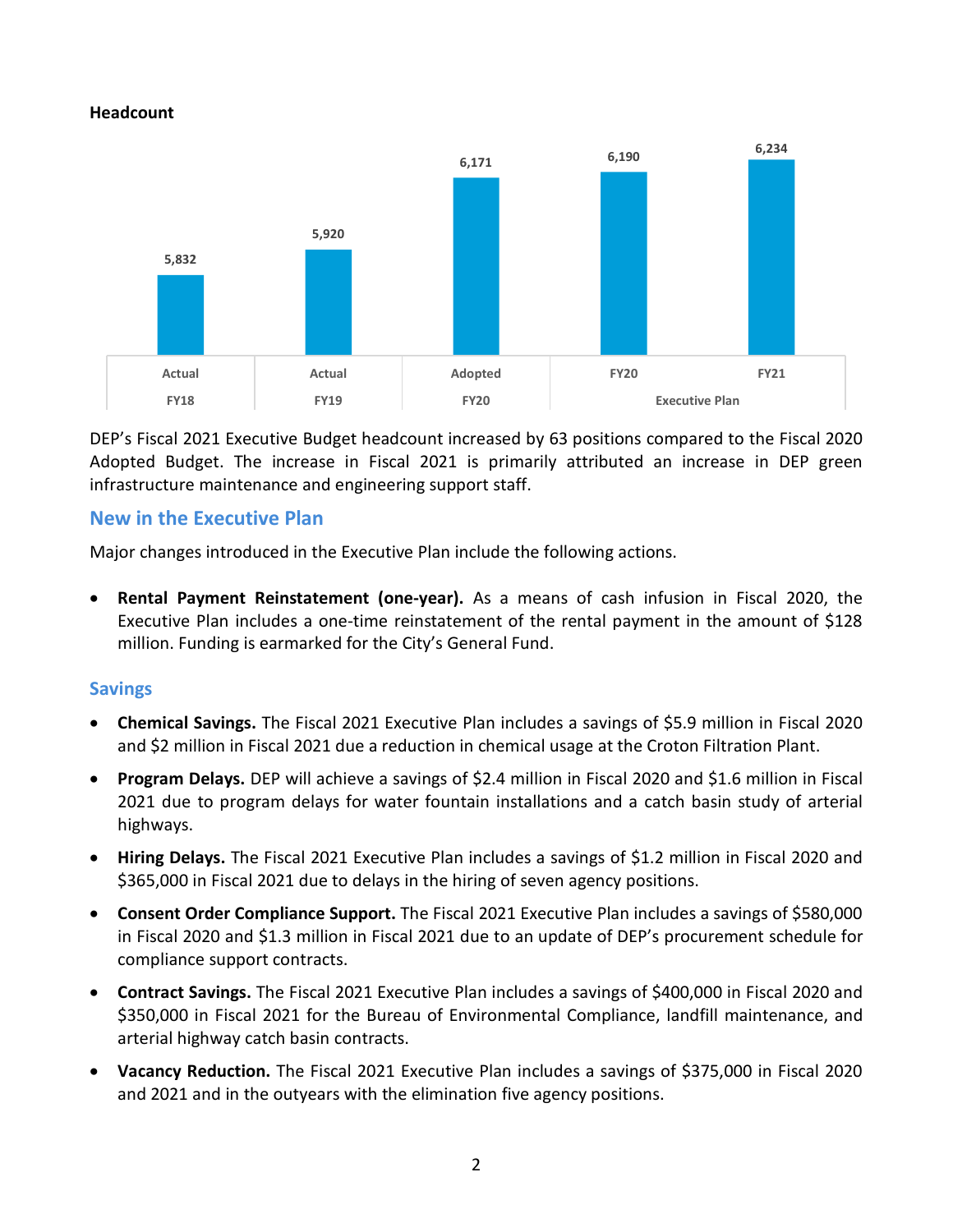**Headcount**

| Actual FY18 | Actual FY19 | Adopted FY20 | Executive Plan FY20 | Executive Plan FY21 |
|---|---|---|---|---|
| 5,832 | 5,920 | 6,171 | 6,190 | 6,234 |

DEP's Fiscal 2021 Executive Budget headcount increased by 63 positions compared to the Fiscal 2020 Adopted Budget. The increase in Fiscal 2021 is primarily attributed an increase in DEP green infrastructure maintenance and engineering support staff.

## New in the Executive Plan

Major changes introduced in the Executive Plan include the following actions.

- **Rental Payment Reinstatement (one-year).** As a means of cash infusion in Fiscal 2020, the Executive Plan includes a one-time reinstatement of the rental payment in the amount of $128 million. Funding is earmarked for the City's General Fund.

### Savings

- **Chemical Savings.** The Fiscal 2021 Executive Plan includes a savings of $5.9 million in Fiscal 2020 and $2 million in Fiscal 2021 due a reduction in chemical usage at the Croton Filtration Plant.
- **Program Delays.** DEP will achieve a savings of $2.4 million in Fiscal 2020 and $1.6 million in Fiscal 2021 due to program delays for water fountain installations and a catch basin study of arterial highways.
- **Hiring Delays.** The Fiscal 2021 Executive Plan includes a savings of $1.2 million in Fiscal 2020 and $365,000 in Fiscal 2021 due to delays in the hiring of seven agency positions.
- **Consent Order Compliance Support.** The Fiscal 2021 Executive Plan includes a savings of $580,000 in Fiscal 2020 and $1.3 million in Fiscal 2021 due to an update of DEP's procurement schedule for compliance support contracts.
- **Contract Savings.** The Fiscal 2021 Executive Plan includes a savings of $400,000 in Fiscal 2020 and $350,000 in Fiscal 2021 for the Bureau of Environmental Compliance, landfill maintenance, and arterial highway catch basin contracts.
- **Vacancy Reduction.** The Fiscal 2021 Executive Plan includes a savings of $375,000 in Fiscal 2020 and 2021 and in the outyears with the elimination five agency positions.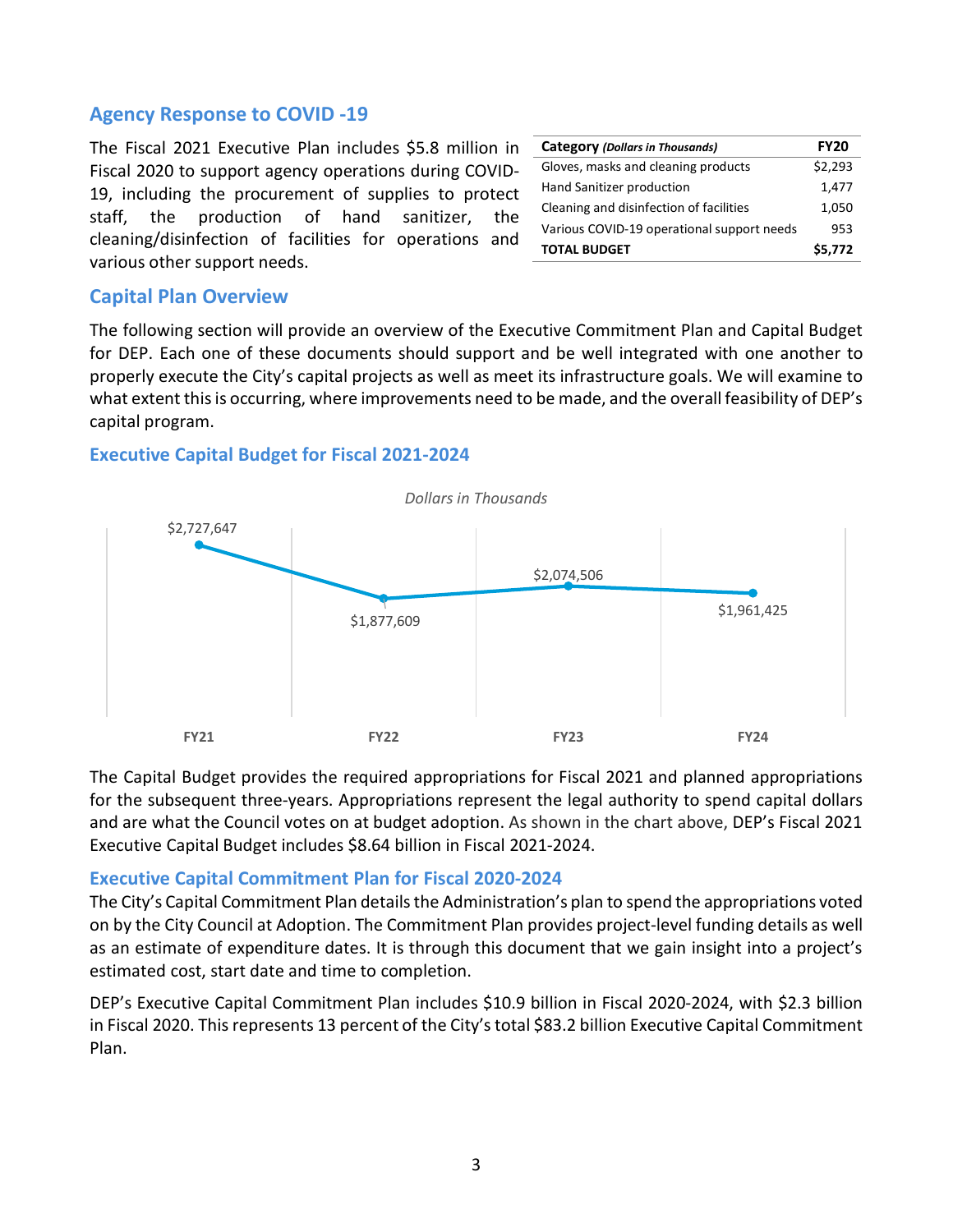## Agency Response to COVID -19

The Fiscal 2021 Executive Plan includes $5.8 million in Fiscal 2020 to support agency operations during COVID-19, including the procurement of supplies to protect staff, the production of hand sanitizer, the cleaning/disinfection of facilities for operations and various other support needs.

| Category *(Dollars in Thousands)* | FY20 |
|---|---|
| Gloves, masks and cleaning products | $2,293 |
| Hand Sanitizer production | 1,477 |
| Cleaning and disinfection of facilities | 1,050 |
| Various COVID-19 operational support needs | 953 |
| **TOTAL BUDGET** | **$5,772** |

## Capital Plan Overview

The following section will provide an overview of the Executive Commitment Plan and Capital Budget for DEP. Each one of these documents should support and be well integrated with one another to properly execute the City's capital projects as well as meet its infrastructure goals. We will examine to what extent this is occurring, where improvements need to be made, and the overall feasibility of DEP's capital program.

### Executive Capital Budget for Fiscal 2021-2024

*Dollars in Thousands*

| | FY21 | FY22 | FY23 | FY24 |
|---|---|---|---|---|
| Executive Capital Budget | $2,727,647 | $1,877,609 | $2,074,506 | $1,961,425 |

The Capital Budget provides the required appropriations for Fiscal 2021 and planned appropriations for the subsequent three-years. Appropriations represent the legal authority to spend capital dollars and are what the Council votes on at budget adoption. As shown in the chart above, DEP's Fiscal 2021 Executive Capital Budget includes $8.64 billion in Fiscal 2021-2024.

### Executive Capital Commitment Plan for Fiscal 2020-2024

The City's Capital Commitment Plan details the Administration's plan to spend the appropriations voted on by the City Council at Adoption. The Commitment Plan provides project-level funding details as well as an estimate of expenditure dates. It is through this document that we gain insight into a project's estimated cost, start date and time to completion.

DEP's Executive Capital Commitment Plan includes $10.9 billion in Fiscal 2020-2024, with $2.3 billion in Fiscal 2020. This represents 13 percent of the City's total $83.2 billion Executive Capital Commitment Plan.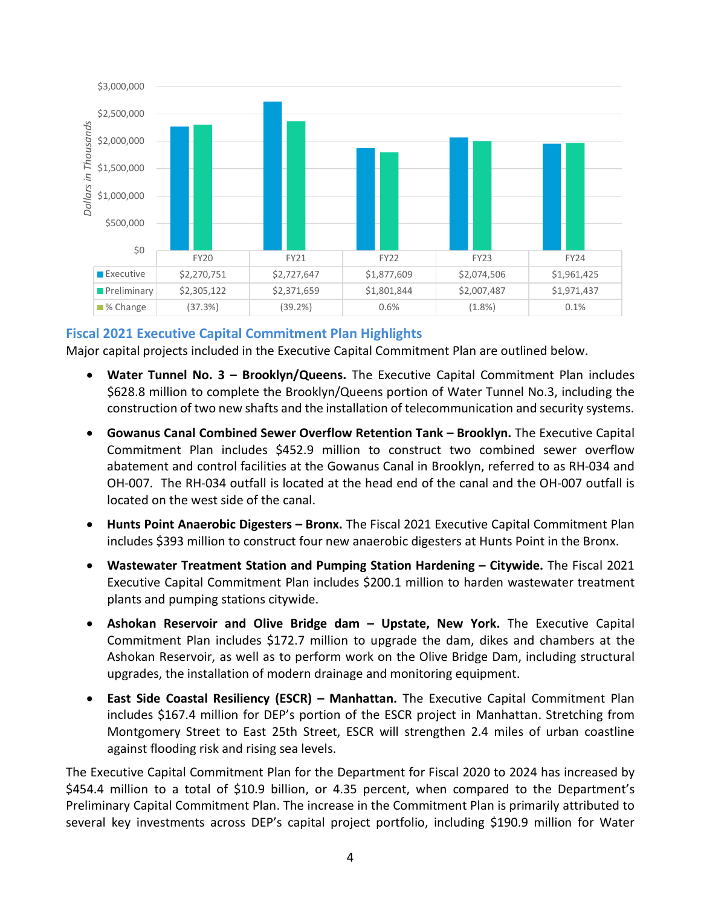| | FY20 | FY21 | FY22 | FY23 | FY24 |
|---|---|---|---|---|---|
| Executive | $2,270,751 | $2,727,647 | $1,877,609 | $2,074,506 | $1,961,425 |
| Preliminary | $2,305,122 | $2,371,659 | $1,801,844 | $2,007,487 | $1,971,437 |
| % Change | (37.3%) | (39.2%) | 0.6% | (1.8%) | 0.1% |

*Dollars in Thousands*

### Fiscal 2021 Executive Capital Commitment Plan Highlights

Major capital projects included in the Executive Capital Commitment Plan are outlined below.

- **Water Tunnel No. 3 – Brooklyn/Queens.** The Executive Capital Commitment Plan includes $628.8 million to complete the Brooklyn/Queens portion of Water Tunnel No.3, including the construction of two new shafts and the installation of telecommunication and security systems.
- **Gowanus Canal Combined Sewer Overflow Retention Tank – Brooklyn.** The Executive Capital Commitment Plan includes $452.9 million to construct two combined sewer overflow abatement and control facilities at the Gowanus Canal in Brooklyn, referred to as RH-034 and OH-007. The RH-034 outfall is located at the head end of the canal and the OH-007 outfall is located on the west side of the canal.
- **Hunts Point Anaerobic Digesters – Bronx.** The Fiscal 2021 Executive Capital Commitment Plan includes $393 million to construct four new anaerobic digesters at Hunts Point in the Bronx.
- **Wastewater Treatment Station and Pumping Station Hardening – Citywide.** The Fiscal 2021 Executive Capital Commitment Plan includes $200.1 million to harden wastewater treatment plants and pumping stations citywide.
- **Ashokan Reservoir and Olive Bridge dam – Upstate, New York.** The Executive Capital Commitment Plan includes $172.7 million to upgrade the dam, dikes and chambers at the Ashokan Reservoir, as well as to perform work on the Olive Bridge Dam, including structural upgrades, the installation of modern drainage and monitoring equipment.
- **East Side Coastal Resiliency (ESCR) – Manhattan.** The Executive Capital Commitment Plan includes $167.4 million for DEP's portion of the ESCR project in Manhattan. Stretching from Montgomery Street to East 25th Street, ESCR will strengthen 2.4 miles of urban coastline against flooding risk and rising sea levels.

The Executive Capital Commitment Plan for the Department for Fiscal 2020 to 2024 has increased by $454.4 million to a total of $10.9 billion, or 4.35 percent, when compared to the Department's Preliminary Capital Commitment Plan. The increase in the Commitment Plan is primarily attributed to several key investments across DEP's capital project portfolio, including $190.9 million for Water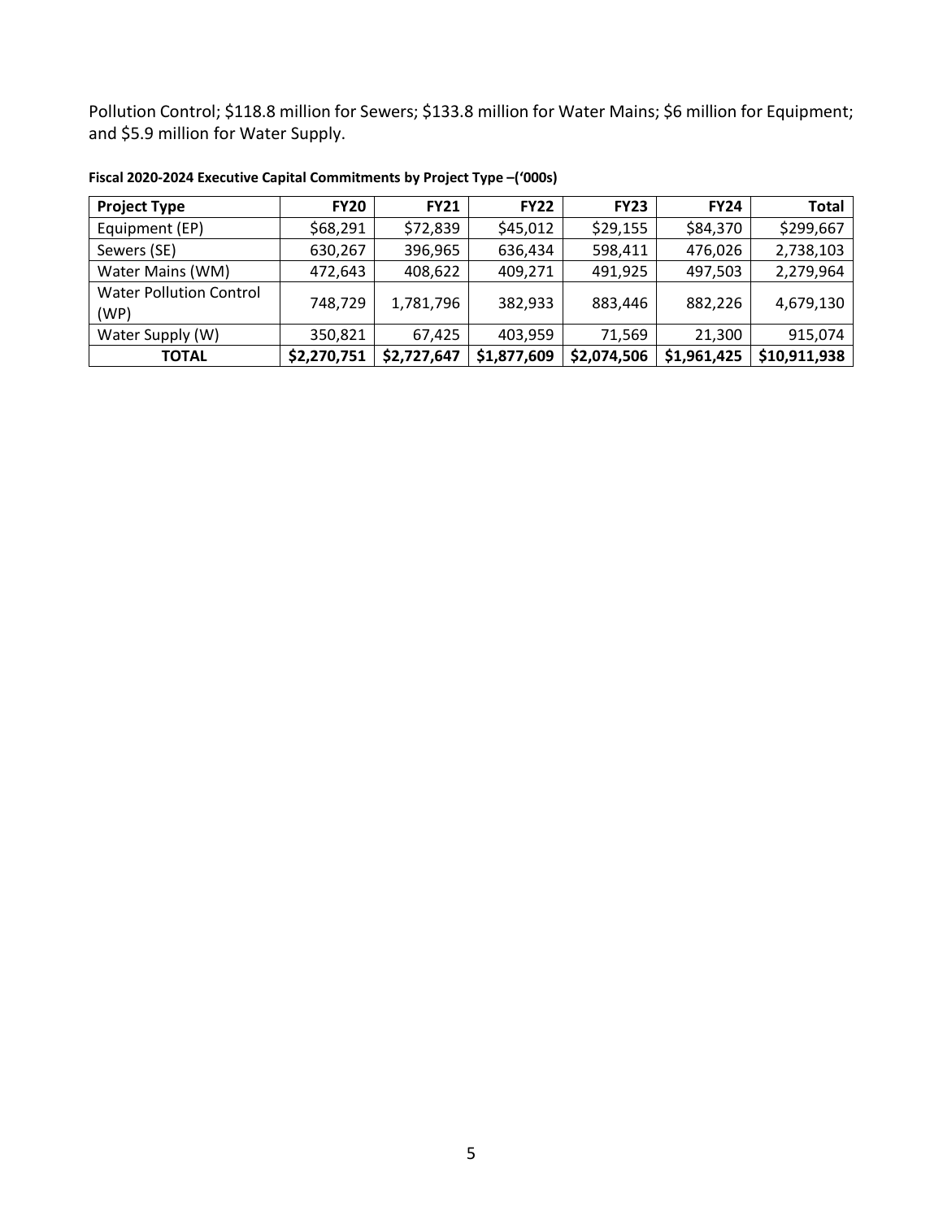Pollution Control; $118.8 million for Sewers; $133.8 million for Water Mains; $6 million for Equipment; and $5.9 million for Water Supply.

**Fiscal 2020-2024 Executive Capital Commitments by Project Type –('000s)**

| Project Type | FY20 | FY21 | FY22 | FY23 | FY24 | Total |
|---|---|---|---|---|---|---|
| Equipment (EP) | $68,291 | $72,839 | $45,012 | $29,155 | $84,370 | $299,667 |
| Sewers (SE) | 630,267 | 396,965 | 636,434 | 598,411 | 476,026 | 2,738,103 |
| Water Mains (WM) | 472,643 | 408,622 | 409,271 | 491,925 | 497,503 | 2,279,964 |
| Water Pollution Control (WP) | 748,729 | 1,781,796 | 382,933 | 883,446 | 882,226 | 4,679,130 |
| Water Supply (W) | 350,821 | 67,425 | 403,959 | 71,569 | 21,300 | 915,074 |
| **TOTAL** | **$2,270,751** | **$2,727,647** | **$1,877,609** | **$2,074,506** | **$1,961,425** | **$10,911,938** |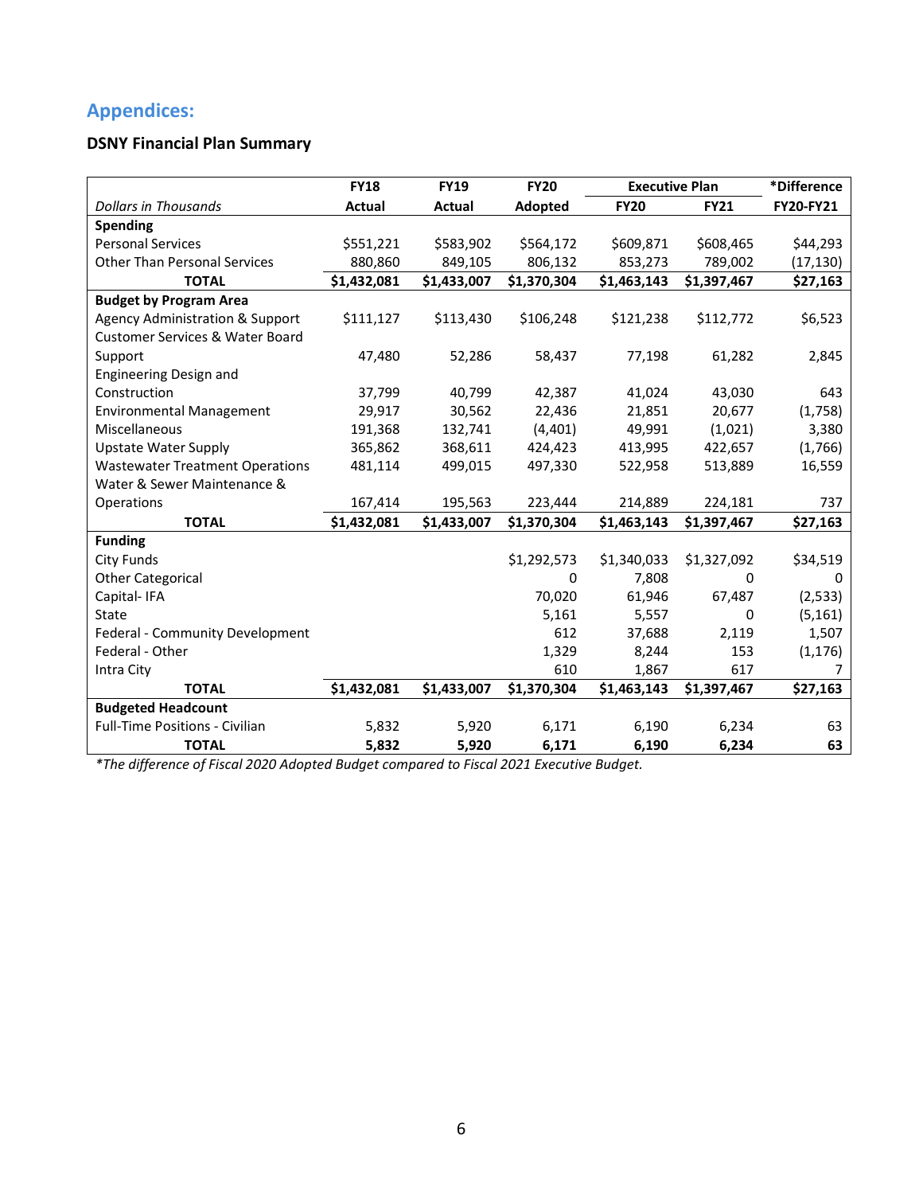## Appendices:

### DSNY Financial Plan Summary

| Dollars in Thousands | FY18 Actual | FY19 Actual | FY20 Adopted | Executive Plan FY20 | Executive Plan FY21 | *Difference FY20-FY21 |
|---|---|---|---|---|---|---|
| **Spending** | | | | | | |
| Personal Services | $551,221 | $583,902 | $564,172 | $609,871 | $608,465 | $44,293 |
| Other Than Personal Services | 880,860 | 849,105 | 806,132 | 853,273 | 789,002 | (17,130) |
| **TOTAL** | **$1,432,081** | **$1,433,007** | **$1,370,304** | **$1,463,143** | **$1,397,467** | **$27,163** |
| **Budget by Program Area** | | | | | | |
| Agency Administration & Support | $111,127 | $113,430 | $106,248 | $121,238 | $112,772 | $6,523 |
| Customer Services & Water Board Support | 47,480 | 52,286 | 58,437 | 77,198 | 61,282 | 2,845 |
| Engineering Design and Construction | 37,799 | 40,799 | 42,387 | 41,024 | 43,030 | 643 |
| Environmental Management | 29,917 | 30,562 | 22,436 | 21,851 | 20,677 | (1,758) |
| Miscellaneous | 191,368 | 132,741 | (4,401) | 49,991 | (1,021) | 3,380 |
| Upstate Water Supply | 365,862 | 368,611 | 424,423 | 413,995 | 422,657 | (1,766) |
| Wastewater Treatment Operations | 481,114 | 499,015 | 497,330 | 522,958 | 513,889 | 16,559 |
| Water & Sewer Maintenance & Operations | 167,414 | 195,563 | 223,444 | 214,889 | 224,181 | 737 |
| **TOTAL** | **$1,432,081** | **$1,433,007** | **$1,370,304** | **$1,463,143** | **$1,397,467** | **$27,163** |
| **Funding** | | | | | | |
| City Funds | | | $1,292,573 | $1,340,033 | $1,327,092 | $34,519 |
| Other Categorical | | | 0 | 7,808 | 0 | 0 |
| Capital- IFA | | | 70,020 | 61,946 | 67,487 | (2,533) |
| State | | | 5,161 | 5,557 | 0 | (5,161) |
| Federal - Community Development | | | 612 | 37,688 | 2,119 | 1,507 |
| Federal - Other | | | 1,329 | 8,244 | 153 | (1,176) |
| Intra City | | | 610 | 1,867 | 617 | 7 |
| **TOTAL** | **$1,432,081** | **$1,433,007** | **$1,370,304** | **$1,463,143** | **$1,397,467** | **$27,163** |
| **Budgeted Headcount** | | | | | | |
| Full-Time Positions - Civilian | 5,832 | 5,920 | 6,171 | 6,190 | 6,234 | 63 |
| **TOTAL** | **5,832** | **5,920** | **6,171** | **6,190** | **6,234** | **63** |

*\*The difference of Fiscal 2020 Adopted Budget compared to Fiscal 2021 Executive Budget.*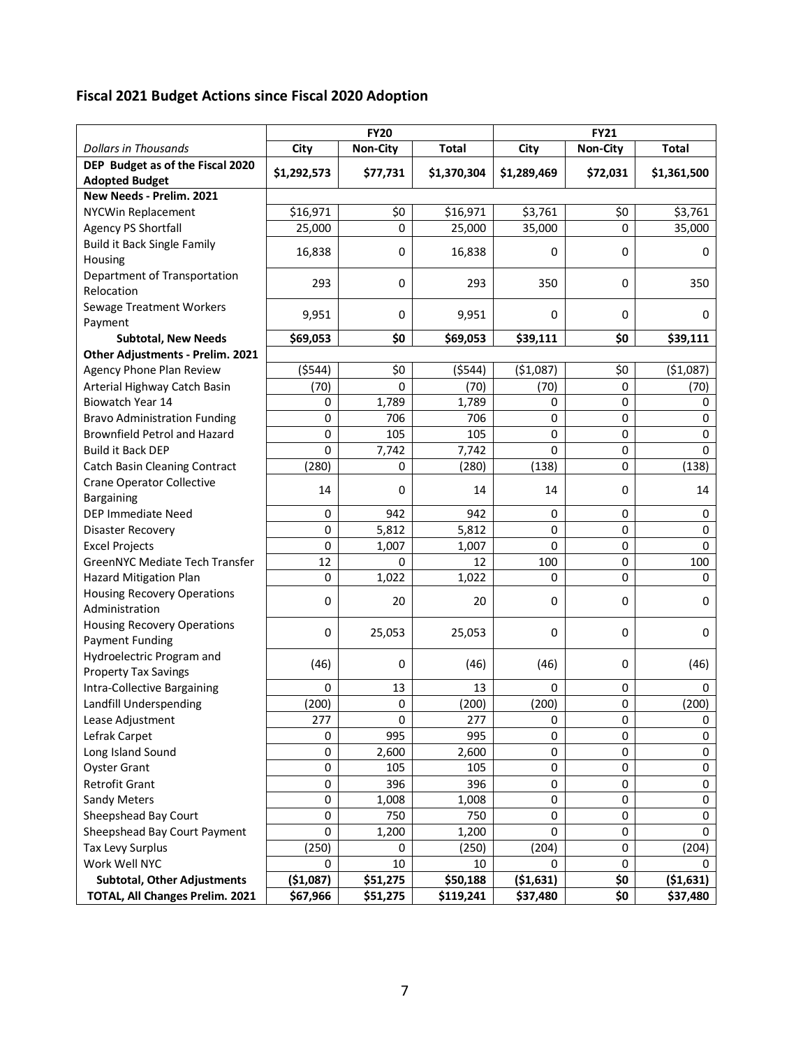## Fiscal 2021 Budget Actions since Fiscal 2020 Adoption

| | FY20 | | | FY21 | | |
|---|---|---|---|---|---|---|
| *Dollars in Thousands* | **City** | **Non-City** | **Total** | **City** | **Non-City** | **Total** |
| **DEP Budget as of the Fiscal 2020 Adopted Budget** | **$1,292,573** | **$77,731** | **$1,370,304** | **$1,289,469** | **$72,031** | **$1,361,500** |
| **New Needs - Prelim. 2021** | | | | | | |
| NYCWin Replacement | $16,971 | $0 | $16,971 | $3,761 | $0 | $3,761 |
| Agency PS Shortfall | 25,000 | 0 | 25,000 | 35,000 | 0 | 35,000 |
| Build it Back Single Family Housing | 16,838 | 0 | 16,838 | 0 | 0 | 0 |
| Department of Transportation Relocation | 293 | 0 | 293 | 350 | 0 | 350 |
| Sewage Treatment Workers Payment | 9,951 | 0 | 9,951 | 0 | 0 | 0 |
| **Subtotal, New Needs** | **$69,053** | **$0** | **$69,053** | **$39,111** | **$0** | **$39,111** |
| **Other Adjustments - Prelim. 2021** | | | | | | |
| Agency Phone Plan Review | ($544) | $0 | ($544) | ($1,087) | $0 | ($1,087) |
| Arterial Highway Catch Basin | (70) | 0 | (70) | (70) | 0 | (70) |
| Biowatch Year 14 | 0 | 1,789 | 1,789 | 0 | 0 | 0 |
| Bravo Administration Funding | 0 | 706 | 706 | 0 | 0 | 0 |
| Brownfield Petrol and Hazard | 0 | 105 | 105 | 0 | 0 | 0 |
| Build it Back DEP | 0 | 7,742 | 7,742 | 0 | 0 | 0 |
| Catch Basin Cleaning Contract | (280) | 0 | (280) | (138) | 0 | (138) |
| Crane Operator Collective Bargaining | 14 | 0 | 14 | 14 | 0 | 14 |
| DEP Immediate Need | 0 | 942 | 942 | 0 | 0 | 0 |
| Disaster Recovery | 0 | 5,812 | 5,812 | 0 | 0 | 0 |
| Excel Projects | 0 | 1,007 | 1,007 | 0 | 0 | 0 |
| GreenNYC Mediate Tech Transfer | 12 | 0 | 12 | 100 | 0 | 100 |
| Hazard Mitigation Plan | 0 | 1,022 | 1,022 | 0 | 0 | 0 |
| Housing Recovery Operations Administration | 0 | 20 | 20 | 0 | 0 | 0 |
| Housing Recovery Operations Payment Funding | 0 | 25,053 | 25,053 | 0 | 0 | 0 |
| Hydroelectric Program and Property Tax Savings | (46) | 0 | (46) | (46) | 0 | (46) |
| Intra-Collective Bargaining | 0 | 13 | 13 | 0 | 0 | 0 |
| Landfill Underspending | (200) | 0 | (200) | (200) | 0 | (200) |
| Lease Adjustment | 277 | 0 | 277 | 0 | 0 | 0 |
| Lefrak Carpet | 0 | 995 | 995 | 0 | 0 | 0 |
| Long Island Sound | 0 | 2,600 | 2,600 | 0 | 0 | 0 |
| Oyster Grant | 0 | 105 | 105 | 0 | 0 | 0 |
| Retrofit Grant | 0 | 396 | 396 | 0 | 0 | 0 |
| Sandy Meters | 0 | 1,008 | 1,008 | 0 | 0 | 0 |
| Sheepshead Bay Court | 0 | 750 | 750 | 0 | 0 | 0 |
| Sheepshead Bay Court Payment | 0 | 1,200 | 1,200 | 0 | 0 | 0 |
| Tax Levy Surplus | (250) | 0 | (250) | (204) | 0 | (204) |
| Work Well NYC | 0 | 10 | 10 | 0 | 0 | 0 |
| **Subtotal, Other Adjustments** | **($1,087)** | **$51,275** | **$50,188** | **($1,631)** | **$0** | **($1,631)** |
| **TOTAL, All Changes Prelim. 2021** | **$67,966** | **$51,275** | **$119,241** | **$37,480** | **$0** | **$37,480** |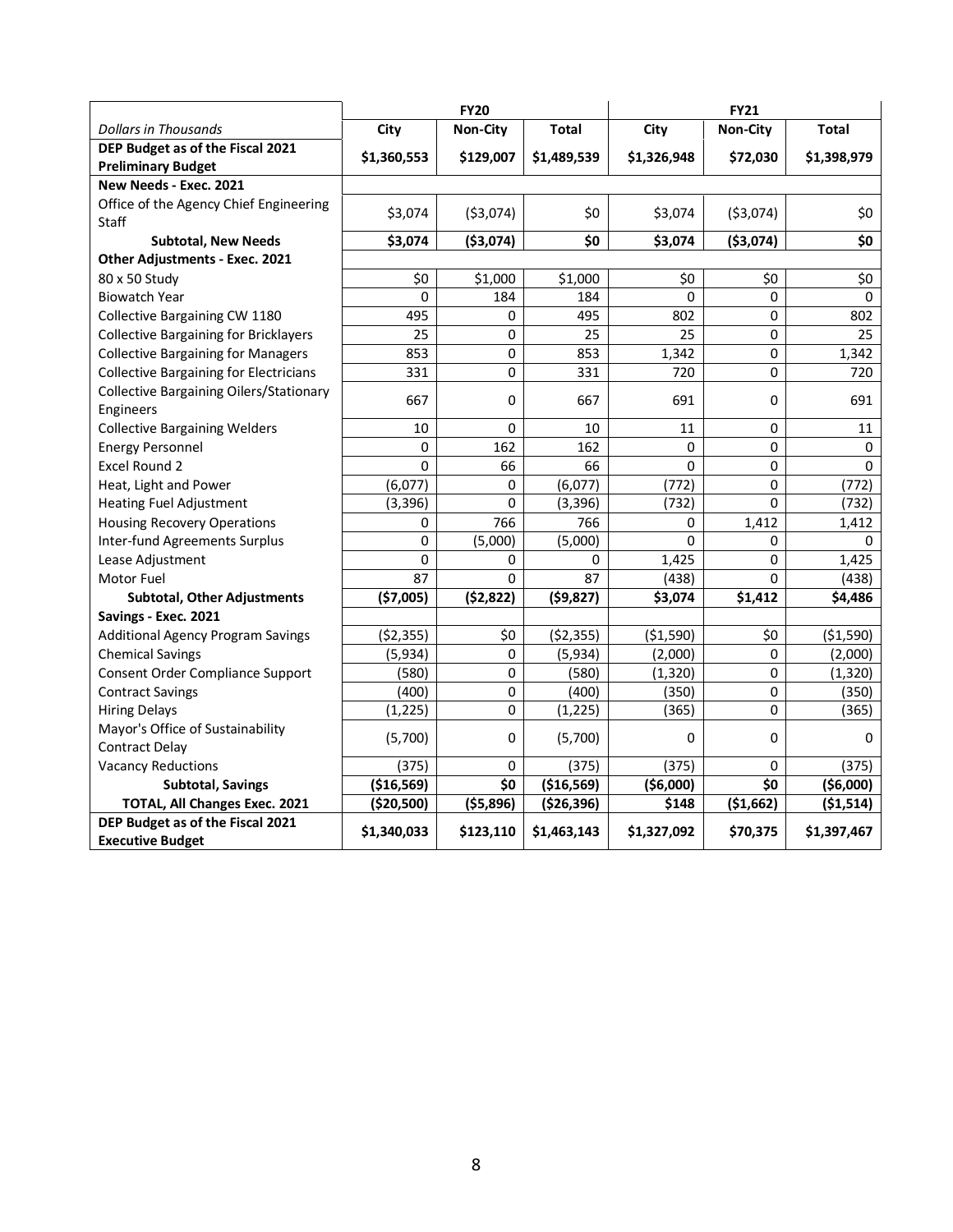| | FY20 | | | FY21 | | |
|---|---|---|---|---|---|---|
| *Dollars in Thousands* | **City** | **Non-City** | **Total** | **City** | **Non-City** | **Total** |
| **DEP Budget as of the Fiscal 2021 Preliminary Budget** | **$1,360,553** | **$129,007** | **$1,489,539** | **$1,326,948** | **$72,030** | **$1,398,979** |
| **New Needs - Exec. 2021** | | | | | | |
| Office of the Agency Chief Engineering Staff | $3,074 | ($3,074) | $0 | $3,074 | ($3,074) | $0 |
| **Subtotal, New Needs** | **$3,074** | **($3,074)** | **$0** | **$3,074** | **($3,074)** | **$0** |
| **Other Adjustments - Exec. 2021** | | | | | | |
| 80 x 50 Study | $0 | $1,000 | $1,000 | $0 | $0 | $0 |
| Biowatch Year | 0 | 184 | 184 | 0 | 0 | 0 |
| Collective Bargaining CW 1180 | 495 | 0 | 495 | 802 | 0 | 802 |
| Collective Bargaining for Bricklayers | 25 | 0 | 25 | 25 | 0 | 25 |
| Collective Bargaining for Managers | 853 | 0 | 853 | 1,342 | 0 | 1,342 |
| Collective Bargaining for Electricians | 331 | 0 | 331 | 720 | 0 | 720 |
| Collective Bargaining Oilers/Stationary Engineers | 667 | 0 | 667 | 691 | 0 | 691 |
| Collective Bargaining Welders | 10 | 0 | 10 | 11 | 0 | 11 |
| Energy Personnel | 0 | 162 | 162 | 0 | 0 | 0 |
| Excel Round 2 | 0 | 66 | 66 | 0 | 0 | 0 |
| Heat, Light and Power | (6,077) | 0 | (6,077) | (772) | 0 | (772) |
| Heating Fuel Adjustment | (3,396) | 0 | (3,396) | (732) | 0 | (732) |
| Housing Recovery Operations | 0 | 766 | 766 | 0 | 1,412 | 1,412 |
| Inter-fund Agreements Surplus | 0 | (5,000) | (5,000) | 0 | 0 | 0 |
| Lease Adjustment | 0 | 0 | 0 | 1,425 | 0 | 1,425 |
| Motor Fuel | 87 | 0 | 87 | (438) | 0 | (438) |
| **Subtotal, Other Adjustments** | **($7,005)** | **($2,822)** | **($9,827)** | **$3,074** | **$1,412** | **$4,486** |
| **Savings - Exec. 2021** | | | | | | |
| Additional Agency Program Savings | ($2,355) | $0 | ($2,355) | ($1,590) | $0 | ($1,590) |
| Chemical Savings | (5,934) | 0 | (5,934) | (2,000) | 0 | (2,000) |
| Consent Order Compliance Support | (580) | 0 | (580) | (1,320) | 0 | (1,320) |
| Contract Savings | (400) | 0 | (400) | (350) | 0 | (350) |
| Hiring Delays | (1,225) | 0 | (1,225) | (365) | 0 | (365) |
| Mayor's Office of Sustainability Contract Delay | (5,700) | 0 | (5,700) | 0 | 0 | 0 |
| Vacancy Reductions | (375) | 0 | (375) | (375) | 0 | (375) |
| **Subtotal, Savings** | **($16,569)** | **$0** | **($16,569)** | **($6,000)** | **$0** | **($6,000)** |
| **TOTAL, All Changes Exec. 2021** | **($20,500)** | **($5,896)** | **($26,396)** | **$148** | **($1,662)** | **($1,514)** |
| **DEP Budget as of the Fiscal 2021 Executive Budget** | **$1,340,033** | **$123,110** | **$1,463,143** | **$1,327,092** | **$70,375** | **$1,397,467** |